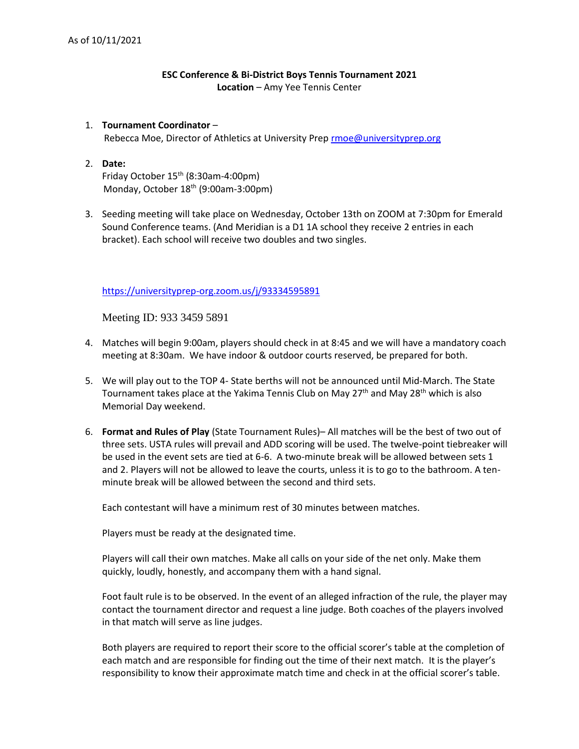As of 10/11/2021

**ESC Conference & Bi-District Boys Tennis Tournament 2021**
**Location** – Amy Yee Tennis Center

1. **Tournament Coordinator** –
   Rebecca Moe, Director of Athletics at University Prep rmoe@universityprep.org

2. **Date:**
   Friday October 15th (8:30am-4:00pm)
   Monday, October 18th (9:00am-3:00pm)

3. Seeding meeting will take place on Wednesday, October 13th on ZOOM at 7:30pm for Emerald Sound Conference teams. (And Meridian is a D1 1A school they receive 2 entries in each bracket). Each school will receive two doubles and two singles.

   https://universityprep-org.zoom.us/j/93334595891

   Meeting ID: 933 3459 5891

4. Matches will begin 9:00am, players should check in at 8:45 and we will have a mandatory coach meeting at 8:30am. We have indoor & outdoor courts reserved, be prepared for both.

5. We will play out to the TOP 4- State berths will not be announced until Mid-March. The State Tournament takes place at the Yakima Tennis Club on May 27th and May 28th which is also Memorial Day weekend.

6. **Format and Rules of Play** (State Tournament Rules)– All matches will be the best of two out of three sets. USTA rules will prevail and ADD scoring will be used. The twelve-point tiebreaker will be used in the event sets are tied at 6-6. A two-minute break will be allowed between sets 1 and 2. Players will not be allowed to leave the courts, unless it is to go to the bathroom. A ten-minute break will be allowed between the second and third sets.

   Each contestant will have a minimum rest of 30 minutes between matches.

   Players must be ready at the designated time.

   Players will call their own matches. Make all calls on your side of the net only. Make them quickly, loudly, honestly, and accompany them with a hand signal.

   Foot fault rule is to be observed. In the event of an alleged infraction of the rule, the player may contact the tournament director and request a line judge. Both coaches of the players involved in that match will serve as line judges.

   Both players are required to report their score to the official scorer's table at the completion of each match and are responsible for finding out the time of their next match. It is the player's responsibility to know their approximate match time and check in at the official scorer's table.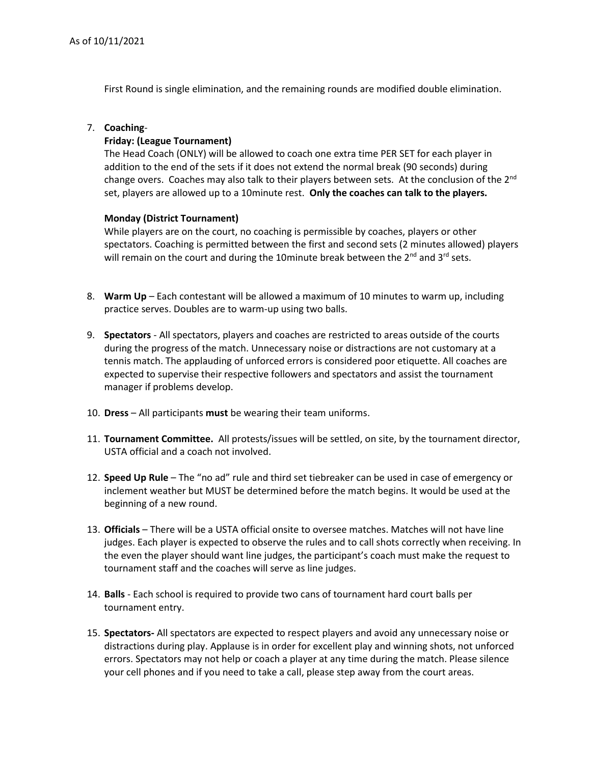As of 10/11/2021

First Round is single elimination, and the remaining rounds are modified double elimination.

7. **Coaching**-

   **Friday: (League Tournament)**

   The Head Coach (ONLY) will be allowed to coach one extra time PER SET for each player in addition to the end of the sets if it does not extend the normal break (90 seconds) during change overs. Coaches may also talk to their players between sets. At the conclusion of the 2nd set, players are allowed up to a 10minute rest. **Only the coaches can talk to the players.**

   **Monday (District Tournament)**

   While players are on the court, no coaching is permissible by coaches, players or other spectators. Coaching is permitted between the first and second sets (2 minutes allowed) players will remain on the court and during the 10minute break between the 2nd and 3rd sets.

8. **Warm Up** – Each contestant will be allowed a maximum of 10 minutes to warm up, including practice serves. Doubles are to warm-up using two balls.

9. **Spectators** - All spectators, players and coaches are restricted to areas outside of the courts during the progress of the match. Unnecessary noise or distractions are not customary at a tennis match. The applauding of unforced errors is considered poor etiquette. All coaches are expected to supervise their respective followers and spectators and assist the tournament manager if problems develop.

10. **Dress** – All participants **must** be wearing their team uniforms.

11. **Tournament Committee.** All protests/issues will be settled, on site, by the tournament director, USTA official and a coach not involved.

12. **Speed Up Rule** – The "no ad" rule and third set tiebreaker can be used in case of emergency or inclement weather but MUST be determined before the match begins. It would be used at the beginning of a new round.

13. **Officials** – There will be a USTA official onsite to oversee matches. Matches will not have line judges. Each player is expected to observe the rules and to call shots correctly when receiving. In the even the player should want line judges, the participant's coach must make the request to tournament staff and the coaches will serve as line judges.

14. **Balls** - Each school is required to provide two cans of tournament hard court balls per tournament entry.

15. **Spectators-** All spectators are expected to respect players and avoid any unnecessary noise or distractions during play. Applause is in order for excellent play and winning shots, not unforced errors. Spectators may not help or coach a player at any time during the match. Please silence your cell phones and if you need to take a call, please step away from the court areas.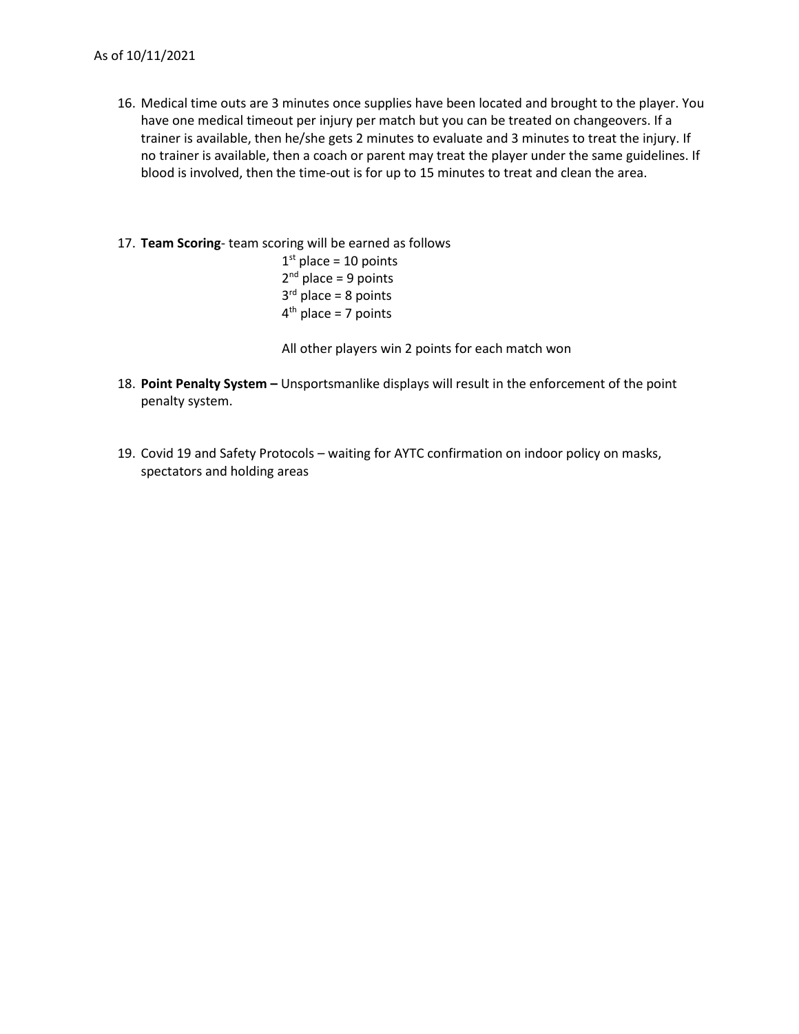As of 10/11/2021

16. Medical time outs are 3 minutes once supplies have been located and brought to the player. You have one medical timeout per injury per match but you can be treated on changeovers. If a trainer is available, then he/she gets 2 minutes to evaluate and 3 minutes to treat the injury. If no trainer is available, then a coach or parent may treat the player under the same guidelines. If blood is involved, then the time-out is for up to 15 minutes to treat and clean the area.

17. **Team Scoring**- team scoring will be earned as follows

    1st place = 10 points
    2nd place = 9 points
    3rd place = 8 points
    4th place = 7 points

    All other players win 2 points for each match won

18. **Point Penalty System –** Unsportsmanlike displays will result in the enforcement of the point penalty system.

19. Covid 19 and Safety Protocols – waiting for AYTC confirmation on indoor policy on masks, spectators and holding areas